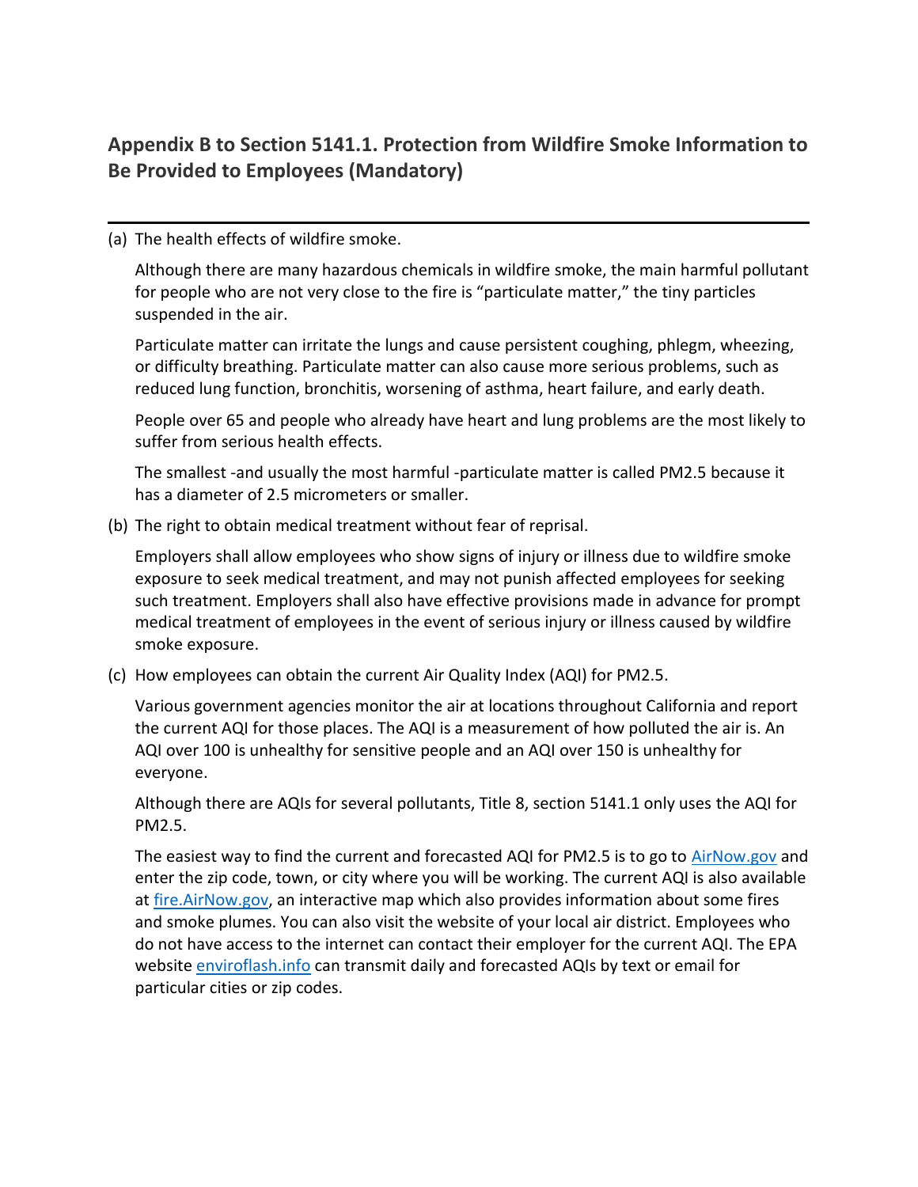## Appendix B to Section 5141.1. Protection from Wildfire Smoke Information to Be Provided to Employees (Mandatory)

---

(a) The health effects of wildfire smoke.

Although there are many hazardous chemicals in wildfire smoke, the main harmful pollutant for people who are not very close to the fire is "particulate matter," the tiny particles suspended in the air.

Particulate matter can irritate the lungs and cause persistent coughing, phlegm, wheezing, or difficulty breathing. Particulate matter can also cause more serious problems, such as reduced lung function, bronchitis, worsening of asthma, heart failure, and early death.

People over 65 and people who already have heart and lung problems are the most likely to suffer from serious health effects.

The smallest -and usually the most harmful -particulate matter is called PM2.5 because it has a diameter of 2.5 micrometers or smaller.

(b) The right to obtain medical treatment without fear of reprisal.

Employers shall allow employees who show signs of injury or illness due to wildfire smoke exposure to seek medical treatment, and may not punish affected employees for seeking such treatment. Employers shall also have effective provisions made in advance for prompt medical treatment of employees in the event of serious injury or illness caused by wildfire smoke exposure.

(c) How employees can obtain the current Air Quality Index (AQI) for PM2.5.

Various government agencies monitor the air at locations throughout California and report the current AQI for those places. The AQI is a measurement of how polluted the air is. An AQI over 100 is unhealthy for sensitive people and an AQI over 150 is unhealthy for everyone.

Although there are AQIs for several pollutants, Title 8, section 5141.1 only uses the AQI for PM2.5.

The easiest way to find the current and forecasted AQI for PM2.5 is to go to AirNow.gov and enter the zip code, town, or city where you will be working. The current AQI is also available at fire.AirNow.gov, an interactive map which also provides information about some fires and smoke plumes. You can also visit the website of your local air district. Employees who do not have access to the internet can contact their employer for the current AQI. The EPA website enviroflash.info can transmit daily and forecasted AQIs by text or email for particular cities or zip codes.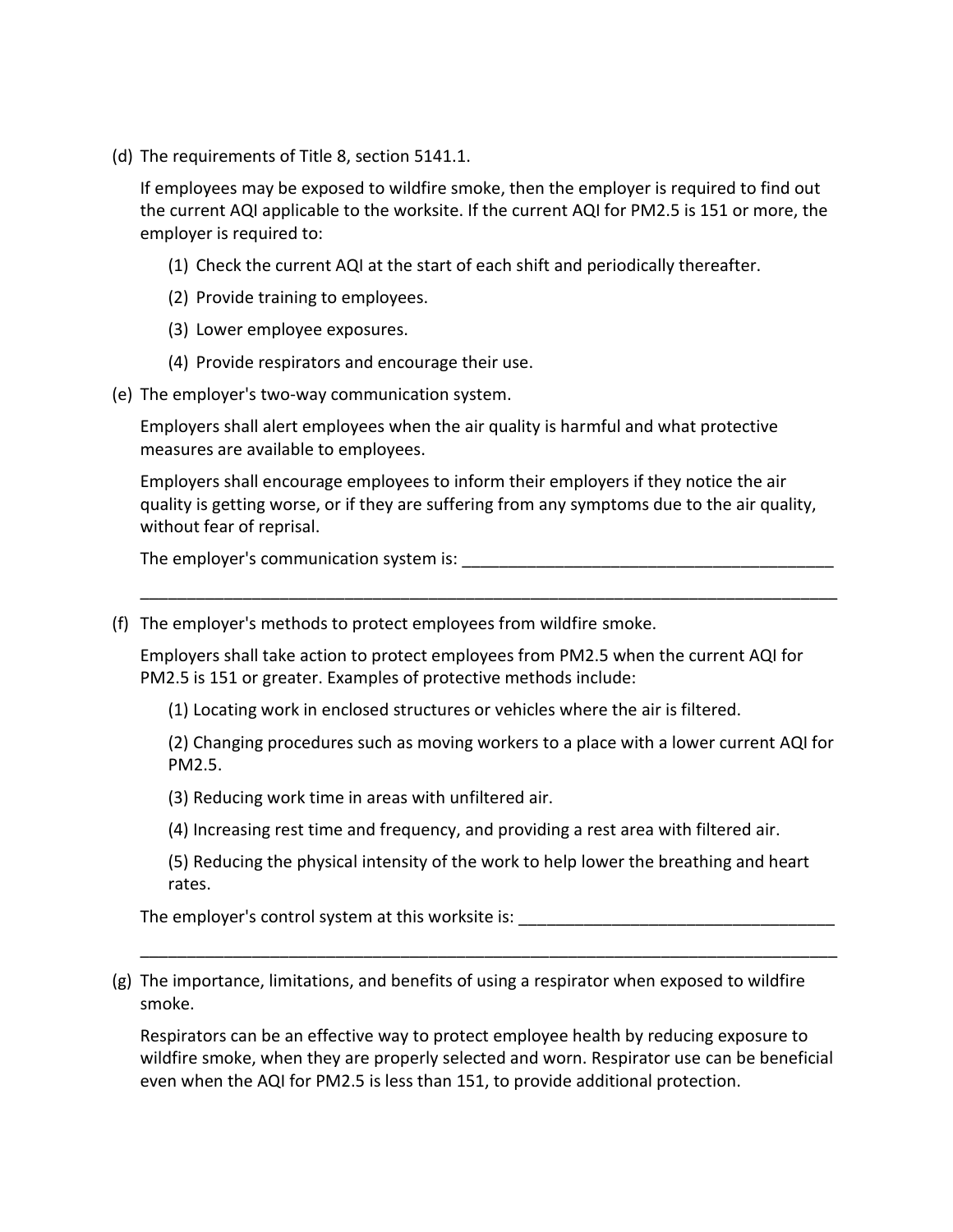(d) The requirements of Title 8, section 5141.1.

If employees may be exposed to wildfire smoke, then the employer is required to find out the current AQI applicable to the worksite. If the current AQI for PM2.5 is 151 or more, the employer is required to:

(1) Check the current AQI at the start of each shift and periodically thereafter.

(2) Provide training to employees.

(3) Lower employee exposures.

(4) Provide respirators and encourage their use.

(e) The employer's two-way communication system.

Employers shall alert employees when the air quality is harmful and what protective measures are available to employees.

Employers shall encourage employees to inform their employers if they notice the air quality is getting worse, or if they are suffering from any symptoms due to the air quality, without fear of reprisal.

The employer's communication system is: ________________________________________

______________________________________________________________________________

(f) The employer's methods to protect employees from wildfire smoke.

Employers shall take action to protect employees from PM2.5 when the current AQI for PM2.5 is 151 or greater. Examples of protective methods include:

(1) Locating work in enclosed structures or vehicles where the air is filtered.

(2) Changing procedures such as moving workers to a place with a lower current AQI for PM2.5.

(3) Reducing work time in areas with unfiltered air.

(4) Increasing rest time and frequency, and providing a rest area with filtered air.

(5) Reducing the physical intensity of the work to help lower the breathing and heart rates.

The employer's control system at this worksite is: __________________________________

______________________________________________________________________________

(g) The importance, limitations, and benefits of using a respirator when exposed to wildfire smoke.

Respirators can be an effective way to protect employee health by reducing exposure to wildfire smoke, when they are properly selected and worn. Respirator use can be beneficial even when the AQI for PM2.5 is less than 151, to provide additional protection.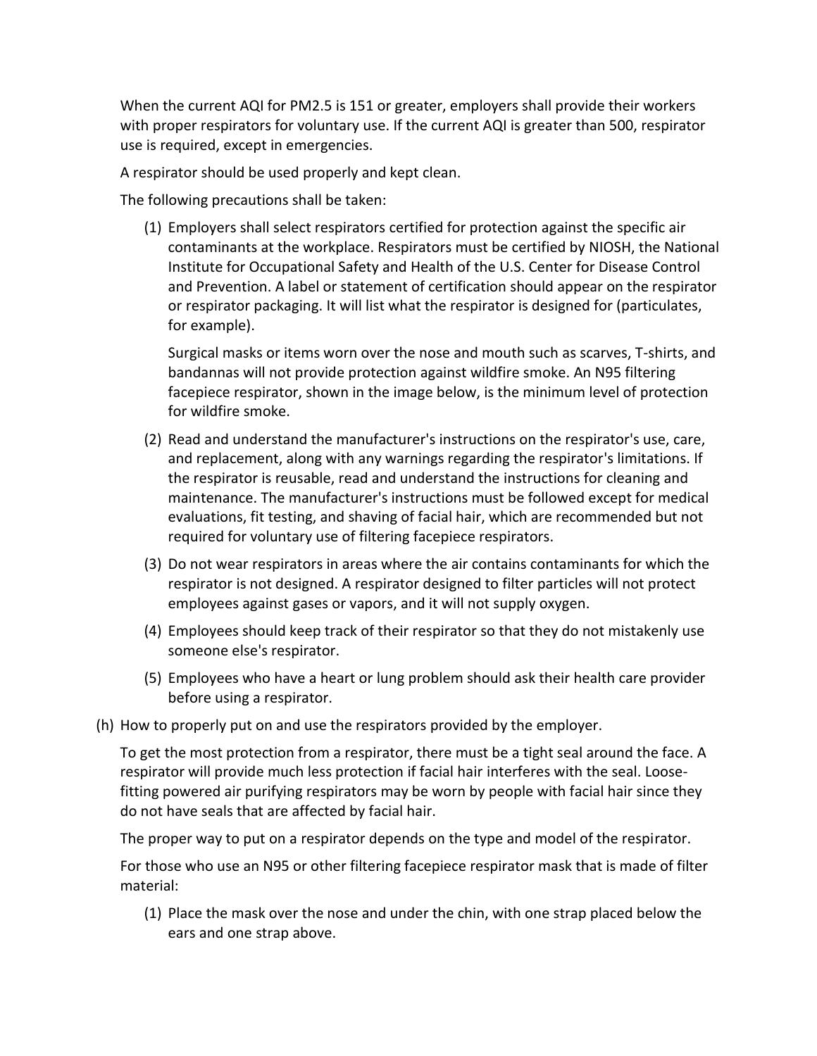When the current AQI for PM2.5 is 151 or greater, employers shall provide their workers with proper respirators for voluntary use. If the current AQI is greater than 500, respirator use is required, except in emergencies.

A respirator should be used properly and kept clean.

The following precautions shall be taken:

(1) Employers shall select respirators certified for protection against the specific air contaminants at the workplace. Respirators must be certified by NIOSH, the National Institute for Occupational Safety and Health of the U.S. Center for Disease Control and Prevention. A label or statement of certification should appear on the respirator or respirator packaging. It will list what the respirator is designed for (particulates, for example).

   Surgical masks or items worn over the nose and mouth such as scarves, T-shirts, and bandannas will not provide protection against wildfire smoke. An N95 filtering facepiece respirator, shown in the image below, is the minimum level of protection for wildfire smoke.

(2) Read and understand the manufacturer's instructions on the respirator's use, care, and replacement, along with any warnings regarding the respirator's limitations. If the respirator is reusable, read and understand the instructions for cleaning and maintenance. The manufacturer's instructions must be followed except for medical evaluations, fit testing, and shaving of facial hair, which are recommended but not required for voluntary use of filtering facepiece respirators.

(3) Do not wear respirators in areas where the air contains contaminants for which the respirator is not designed. A respirator designed to filter particles will not protect employees against gases or vapors, and it will not supply oxygen.

(4) Employees should keep track of their respirator so that they do not mistakenly use someone else's respirator.

(5) Employees who have a heart or lung problem should ask their health care provider before using a respirator.

(h) How to properly put on and use the respirators provided by the employer.

To get the most protection from a respirator, there must be a tight seal around the face. A respirator will provide much less protection if facial hair interferes with the seal. Loose-fitting powered air purifying respirators may be worn by people with facial hair since they do not have seals that are affected by facial hair.

The proper way to put on a respirator depends on the type and model of the respirator.

For those who use an N95 or other filtering facepiece respirator mask that is made of filter material:

(1) Place the mask over the nose and under the chin, with one strap placed below the ears and one strap above.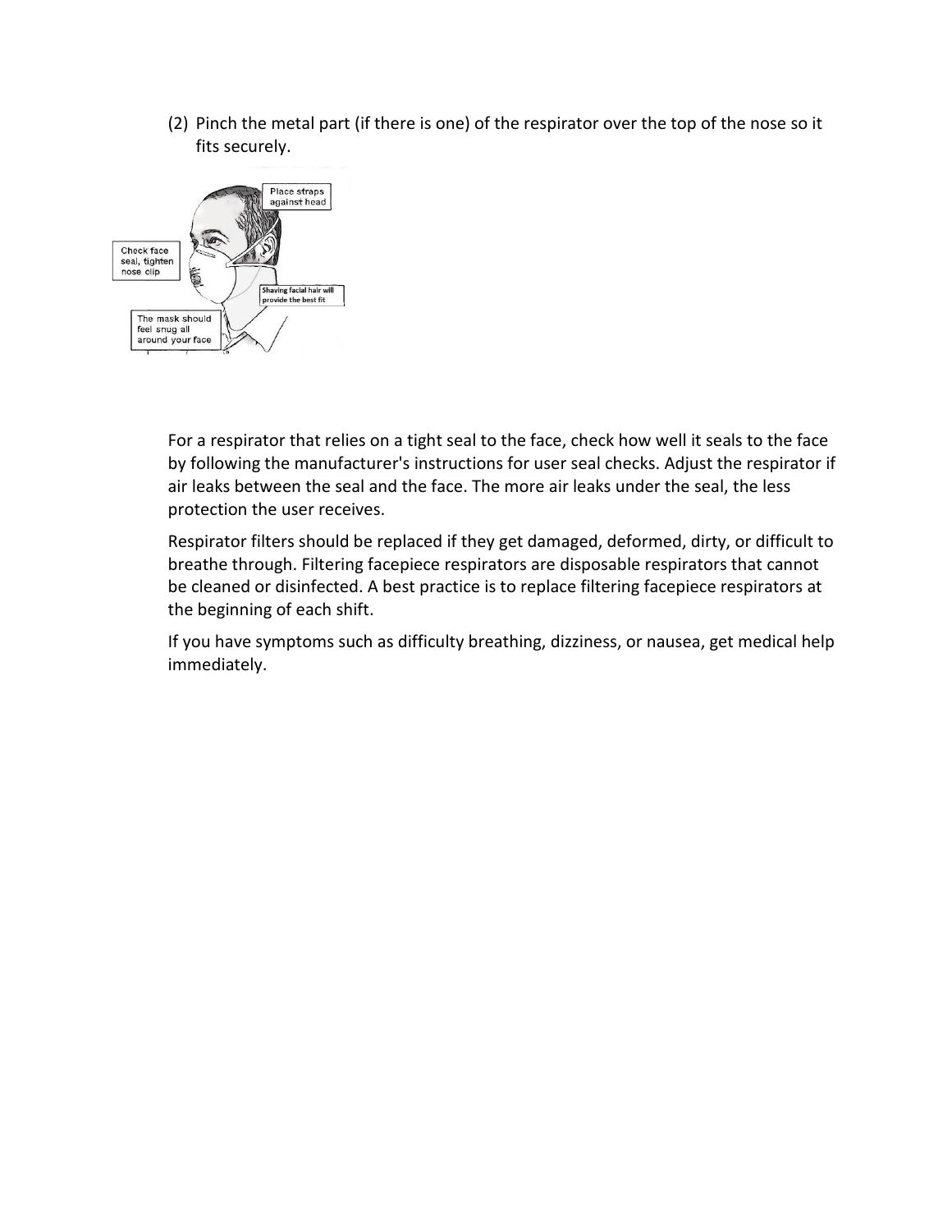(2) Pinch the metal part (if there is one) of the respirator over the top of the nose so it fits securely.

Place straps against head

Check face seal, tighten nose clip

Shaving facial hair will provide the best fit

The mask should feel snug all around your face

For a respirator that relies on a tight seal to the face, check how well it seals to the face by following the manufacturer's instructions for user seal checks. Adjust the respirator if air leaks between the seal and the face. The more air leaks under the seal, the less protection the user receives.

Respirator filters should be replaced if they get damaged, deformed, dirty, or difficult to breathe through. Filtering facepiece respirators are disposable respirators that cannot be cleaned or disinfected. A best practice is to replace filtering facepiece respirators at the beginning of each shift.

If you have symptoms such as difficulty breathing, dizziness, or nausea, get medical help immediately.